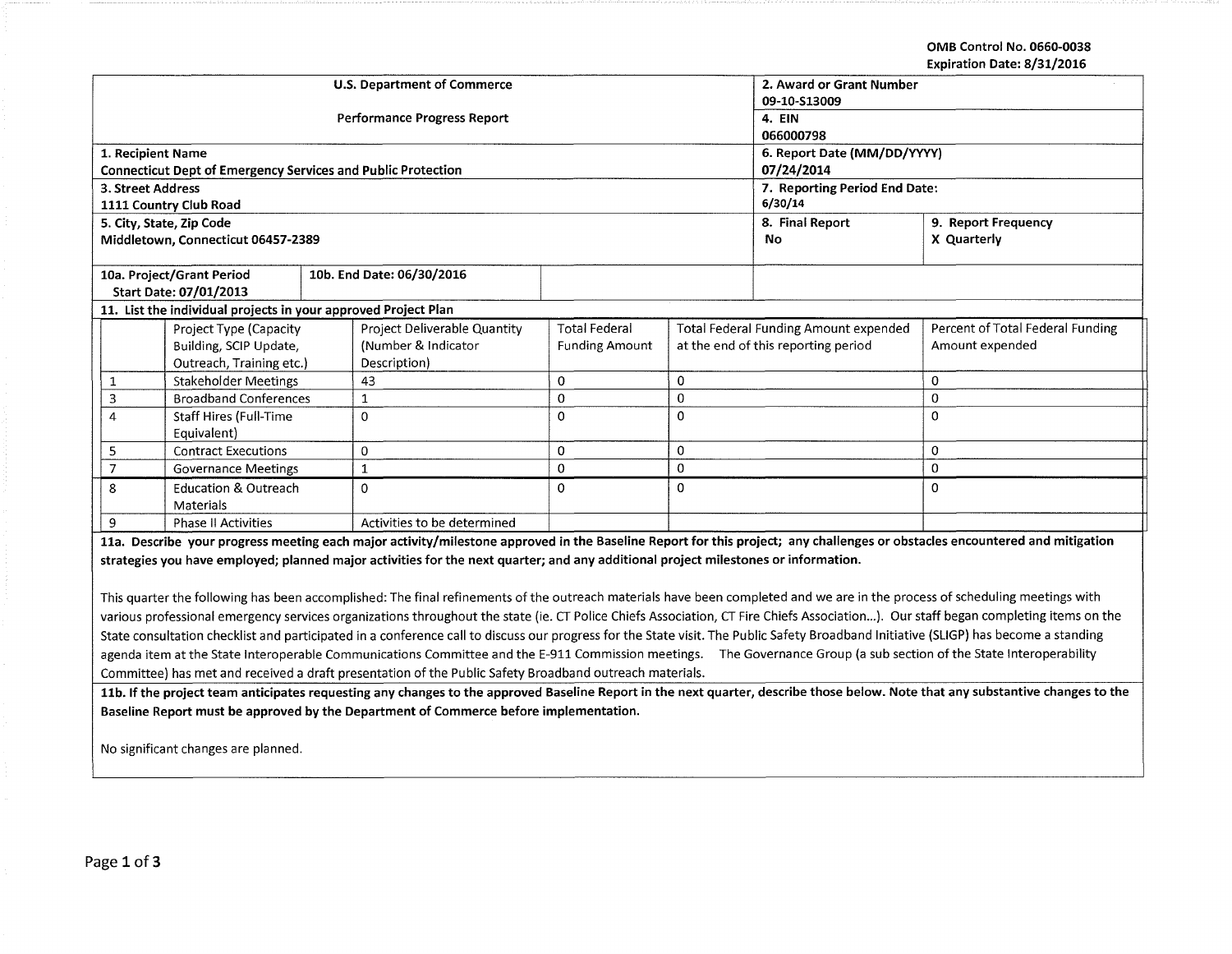OMB Control No. 0660-0038
Expiration Date: 8/31/2016

| U.S. Department of Commerce | 2. Award or Grant Number |
|---|---|
| Performance Progress Report | 09-10-S13009 |
| | 4. EIN 066000798 |
| 1. Recipient Name: Connecticut Dept of Emergency Services and Public Protection | 6. Report Date (MM/DD/YYYY): 07/24/2014 |
| 3. Street Address: 1111 Country Club Road | 7. Reporting Period End Date: 6/30/14 |
| 5. City, State, Zip Code: Middletown, Connecticut 06457-2389 | 8. Final Report: No / 9. Report Frequency: X Quarterly |
| 10a. Project/Grant Period Start Date: 07/01/2013 | 10b. End Date: 06/30/2016 |

**11. List the individual projects in your approved Project Plan**

| | Project Type (Capacity Building, SCIP Update, Outreach, Training etc.) | Project Deliverable Quantity (Number & Indicator Description) | Total Federal Funding Amount | Total Federal Funding Amount expended at the end of this reporting period | Percent of Total Federal Funding Amount expended |
|---|---|---|---|---|---|
| 1 | Stakeholder Meetings | 43 | 0 | 0 | 0 |
| 3 | Broadband Conferences | 1 | 0 | 0 | 0 |
| 4 | Staff Hires (Full-Time Equivalent) | 0 | 0 | 0 | 0 |
| 5 | Contract Executions | 0 | 0 | 0 | 0 |
| 7 | Governance Meetings | 1 | 0 | 0 | 0 |
| 8 | Education & Outreach Materials | 0 | 0 | 0 | 0 |
| 9 | Phase II Activities | Activities to be determined | | | |

**11a. Describe your progress meeting each major activity/milestone approved in the Baseline Report for this project; any challenges or obstacles encountered and mitigation strategies you have employed; planned major activities for the next quarter; and any additional project milestones or information.**

This quarter the following has been accomplished: The final refinements of the outreach materials have been completed and we are in the process of scheduling meetings with various professional emergency services organizations throughout the state (ie. CT Police Chiefs Association, CT Fire Chiefs Association...). Our staff began completing items on the State consultation checklist and participated in a conference call to discuss our progress for the State visit. The Public Safety Broadband Initiative (SLIGP) has become a standing agenda item at the State Interoperable Communications Committee and the E-911 Commission meetings. The Governance Group (a sub section of the State Interoperability Committee) has met and received a draft presentation of the Public Safety Broadband outreach materials.

**11b. If the project team anticipates requesting any changes to the approved Baseline Report in the next quarter, describe those below. Note that any substantive changes to the Baseline Report must be approved by the Department of Commerce before implementation.**

No significant changes are planned.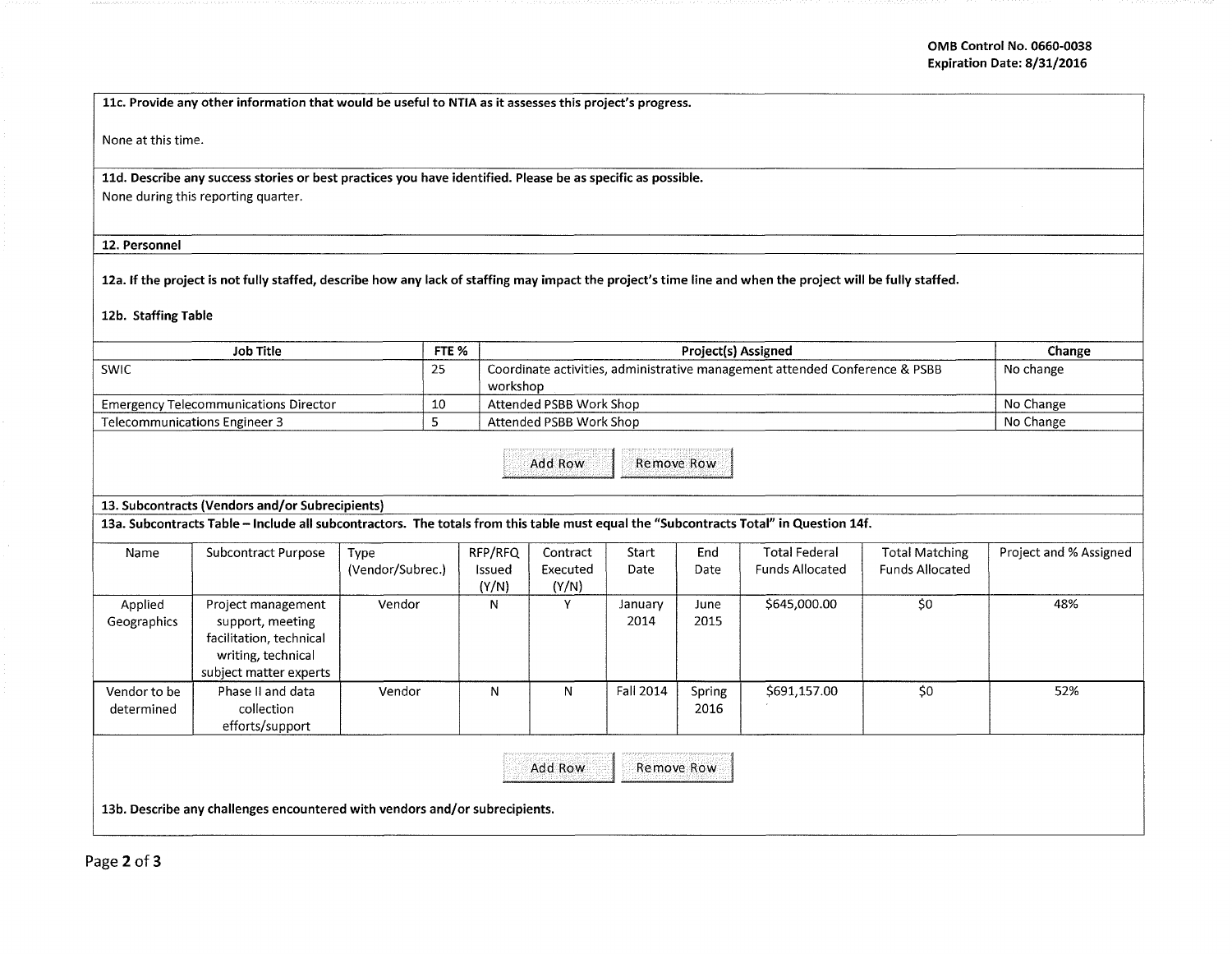**11c. Provide any other information that would be useful to NTIA as it assesses this project's progress.**

None at this time.

**11d. Describe any success stories or best practices you have identified. Please be as specific as possible.**

None during this reporting quarter.

**12. Personnel**

**12a. If the project is not fully staffed, describe how any lack of staffing may impact the project's time line and when the project will be fully staffed.**

**12b. Staffing Table**

| Job Title | FTE % | Project(s) Assigned | Change |
|---|---|---|---|
| SWIC | 25 | Coordinate activities, administrative management attended Conference & PSBB workshop | No change |
| Emergency Telecommunications Director | 10 | Attended PSBB Work Shop | No Change |
| Telecommunications Engineer 3 | 5 | Attended PSBB Work Shop | No Change |

Add Row | Remove Row

**13. Subcontracts (Vendors and/or Subrecipients)**

**13a. Subcontracts Table – Include all subcontractors. The totals from this table must equal the "Subcontracts Total" in Question 14f.**

| Name | Subcontract Purpose | Type (Vendor/Subrec.) | RFP/RFQ Issued (Y/N) | Contract Executed (Y/N) | Start Date | End Date | Total Federal Funds Allocated | Total Matching Funds Allocated | Project and % Assigned |
|---|---|---|---|---|---|---|---|---|---|
| Applied Geographics | Project management support, meeting facilitation, technical writing, technical subject matter experts | Vendor | N | Y | January 2014 | June 2015 | $645,000.00 | $0 | 48% |
| Vendor to be determined | Phase II and data collection efforts/support | Vendor | N | N | Fall 2014 | Spring 2016 | $691,157.00 | $0 | 52% |

Add Row | Remove Row

**13b. Describe any challenges encountered with vendors and/or subrecipients.**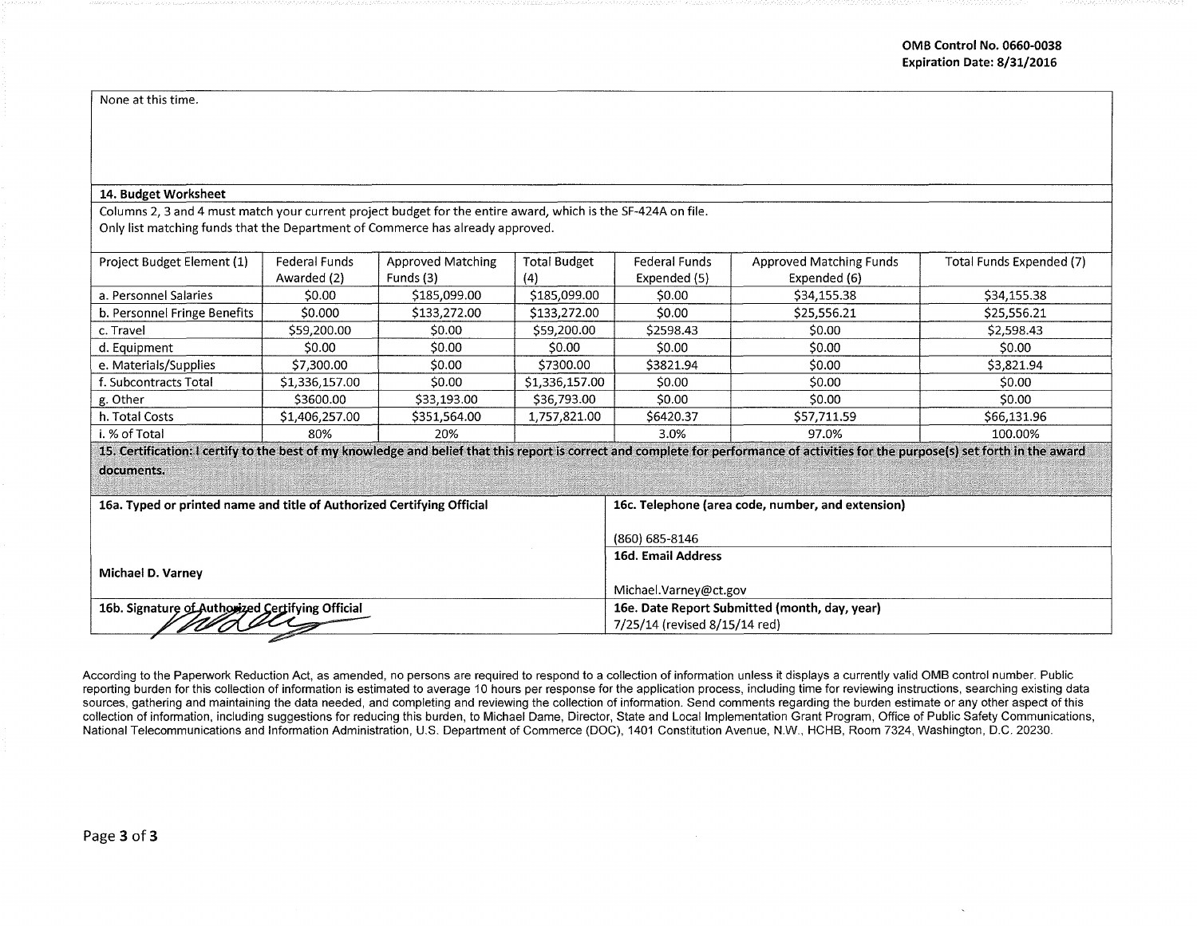None at this time.

**14. Budget Worksheet**

Columns 2, 3 and 4 must match your current project budget for the entire award, which is the SF-424A on file.
Only list matching funds that the Department of Commerce has already approved.

| Project Budget Element (1) | Federal Funds Awarded (2) | Approved Matching Funds (3) | Total Budget (4) | Federal Funds Expended (5) | Approved Matching Funds Expended (6) | Total Funds Expended (7) |
|---|---|---|---|---|---|---|
| a. Personnel Salaries | $0.00 | $185,099.00 | $185,099.00 | $0.00 | $34,155.38 | $34,155.38 |
| b. Personnel Fringe Benefits | $0.000 | $133,272.00 | $133,272.00 | $0.00 | $25,556.21 | $25,556.21 |
| c. Travel | $59,200.00 | $0.00 | $59,200.00 | $2598.43 | $0.00 | $2,598.43 |
| d. Equipment | $0.00 | $0.00 | $0.00 | $0.00 | $0.00 | $0.00 |
| e. Materials/Supplies | $7,300.00 | $0.00 | $7300.00 | $3821.94 | $0.00 | $3,821.94 |
| f. Subcontracts Total | $1,336,157.00 | $0.00 | $1,336,157.00 | $0.00 | $0.00 | $0.00 |
| g. Other | $3600.00 | $33,193.00 | $36,793.00 | $0.00 | $0.00 | $0.00 |
| h. Total Costs | $1,406,257.00 | $351,564.00 | 1,757,821.00 | $6420.37 | $57,711.59 | $66,131.96 |
| i. % of Total | 80% | 20% | | 3.0% | 97.0% | 100.00% |

**15. Certification: I certify to the best of my knowledge and belief that this report is correct and complete for performance of activities for the purpose(s) set forth in the award documents.**

| | |
|---|---|
| **16a. Typed or printed name and title of Authorized Certifying Official**<br><br>**Michael D. Varney** | **16c. Telephone (area code, number, and extension)**<br><br>(860) 685-8146 |
| | **16d. Email Address**<br><br>Michael.Varney@ct.gov |
| **16b. Signature of Authorized Certifying Official** | **16e. Date Report Submitted (month, day, year)**<br><br>7/25/14 (revised 8/15/14 red) |

According to the Paperwork Reduction Act, as amended, no persons are required to respond to a collection of information unless it displays a currently valid OMB control number. Public reporting burden for this collection of information is estimated to average 10 hours per response for the application process, including time for reviewing instructions, searching existing data sources, gathering and maintaining the data needed, and completing and reviewing the collection of information. Send comments regarding the burden estimate or any other aspect of this collection of information, including suggestions for reducing this burden, to Michael Dame, Director, State and Local Implementation Grant Program, Office of Public Safety Communications, National Telecommunications and Information Administration, U.S. Department of Commerce (DOC), 1401 Constitution Avenue, N.W., HCHB, Room 7324, Washington, D.C. 20230.